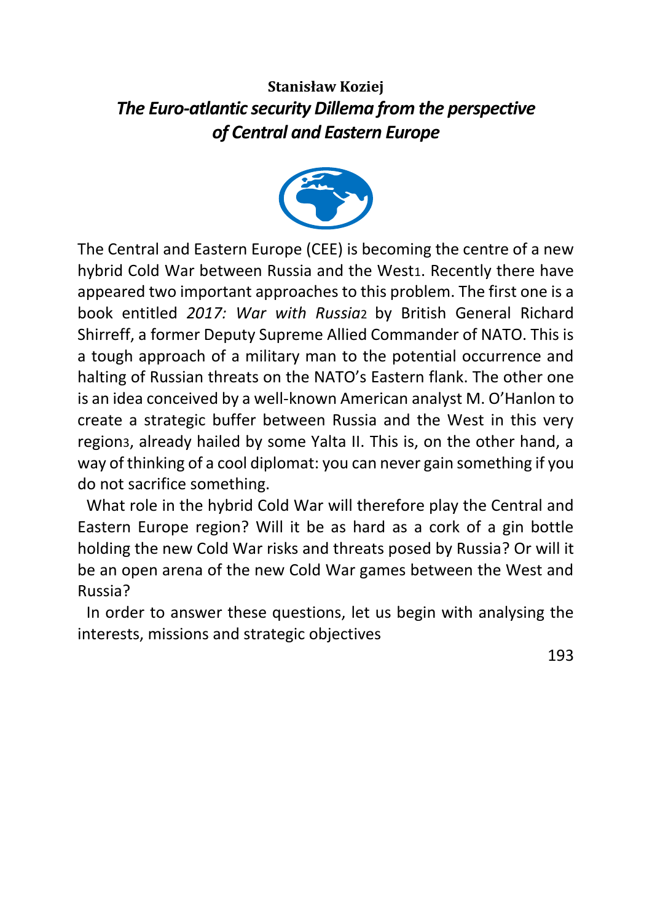**Stanisław Koziej**

# *The Euro-atlantic security Dillema from the perspective of Central and Eastern Europe*

The Central and Eastern Europe (CEE) is becoming the centre of a new hybrid Cold War between Russia and the West[1]. Recently there have appeared two important approaches to this problem. The first one is a book entitled *2017: War with Russia*[2] by British General Richard Shirreff, a former Deputy Supreme Allied Commander of NATO. This is a tough approach of a military man to the potential occurrence and halting of Russian threats on the NATO's Eastern flank. The other one is an idea conceived by a well-known American analyst M. O'Hanlon to create a strategic buffer between Russia and the West in this very region[3], already hailed by some Yalta II. This is, on the other hand, a way of thinking of a cool diplomat: you can never gain something if you do not sacrifice something.

What role in the hybrid Cold War will therefore play the Central and Eastern Europe region? Will it be as hard as a cork of a gin bottle holding the new Cold War risks and threats posed by Russia? Or will it be an open arena of the new Cold War games between the West and Russia?

In order to answer these questions, let us begin with analysing the interests, missions and strategic objectives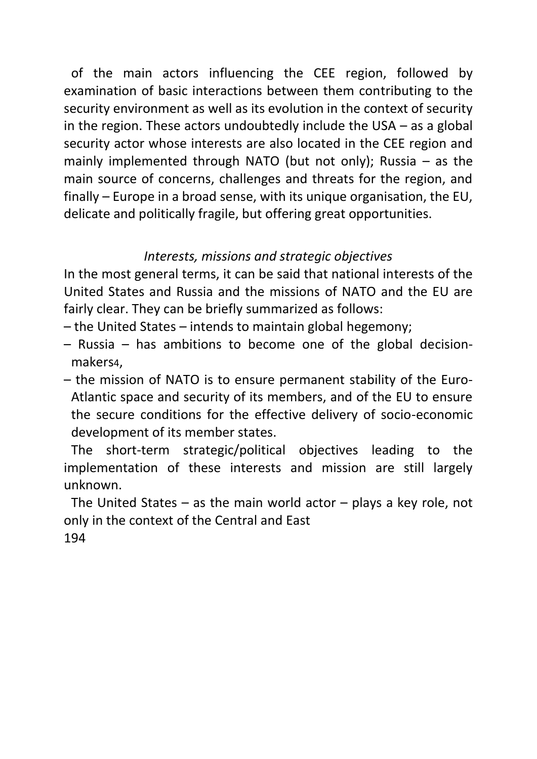of the main actors influencing the CEE region, followed by examination of basic interactions between them contributing to the security environment as well as its evolution in the context of security in the region. These actors undoubtedly include the USA – as a global security actor whose interests are also located in the CEE region and mainly implemented through NATO (but not only); Russia – as the main source of concerns, challenges and threats for the region, and finally – Europe in a broad sense, with its unique organisation, the EU, delicate and politically fragile, but offering great opportunities.

*Interests, missions and strategic objectives*

In the most general terms, it can be said that national interests of the United States and Russia and the missions of NATO and the EU are fairly clear. They can be briefly summarized as follows:

– the United States – intends to maintain global hegemony;

– Russia – has ambitions to become one of the global decision-makers[4],

– the mission of NATO is to ensure permanent stability of the Euro-Atlantic space and security of its members, and of the EU to ensure the secure conditions for the effective delivery of socio-economic development of its member states.

The short-term strategic/political objectives leading to the implementation of these interests and mission are still largely unknown.

The United States – as the main world actor – plays a key role, not only in the context of the Central and East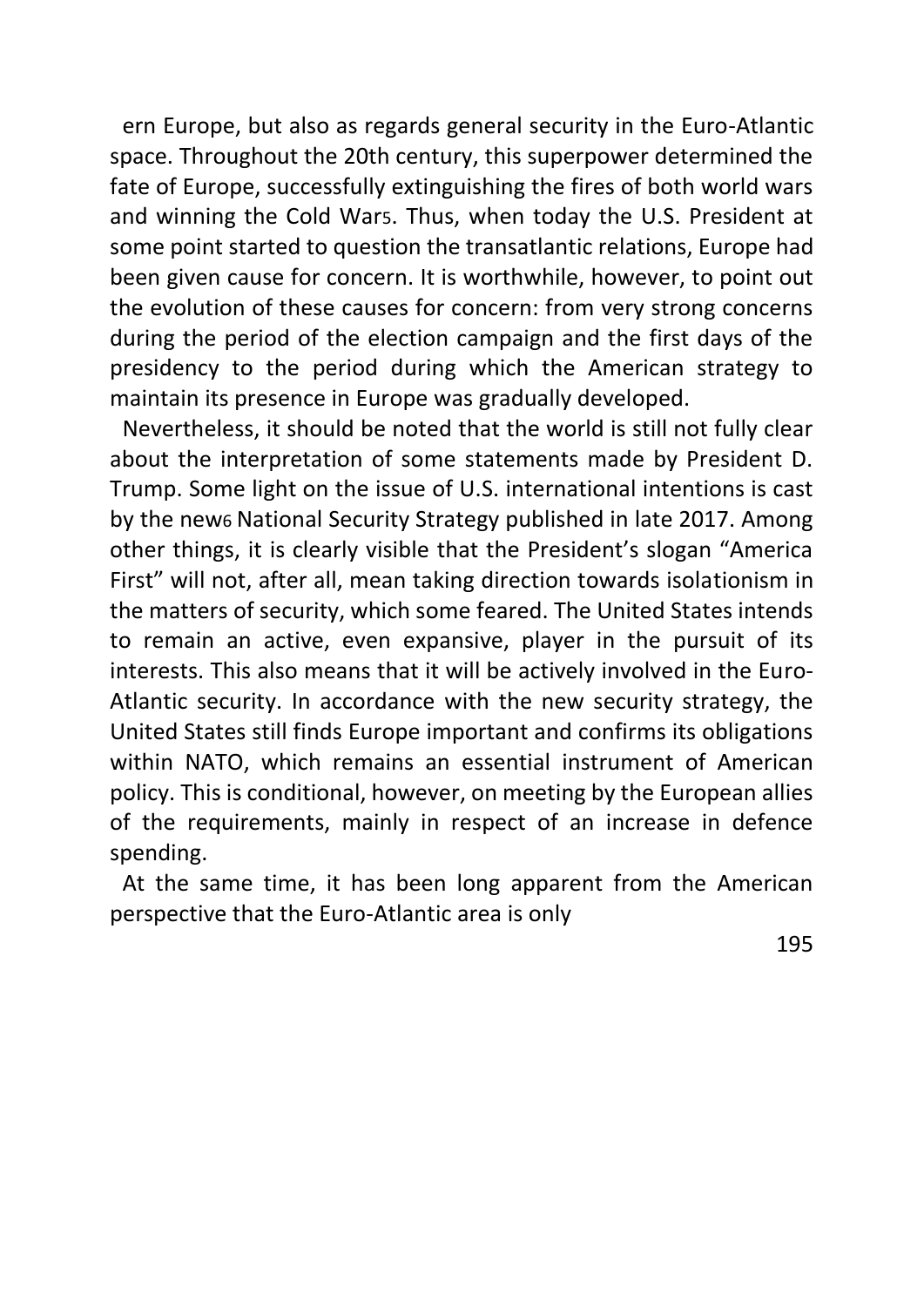ern Europe, but also as regards general security in the Euro-Atlantic space. Throughout the 20th century, this superpower determined the fate of Europe, successfully extinguishing the fires of both world wars and winning the Cold War[5]. Thus, when today the U.S. President at some point started to question the transatlantic relations, Europe had been given cause for concern. It is worthwhile, however, to point out the evolution of these causes for concern: from very strong concerns during the period of the election campaign and the first days of the presidency to the period during which the American strategy to maintain its presence in Europe was gradually developed.

Nevertheless, it should be noted that the world is still not fully clear about the interpretation of some statements made by President D. Trump. Some light on the issue of U.S. international intentions is cast by the new[6] National Security Strategy published in late 2017. Among other things, it is clearly visible that the President's slogan "America First" will not, after all, mean taking direction towards isolationism in the matters of security, which some feared. The United States intends to remain an active, even expansive, player in the pursuit of its interests. This also means that it will be actively involved in the Euro-Atlantic security. In accordance with the new security strategy, the United States still finds Europe important and confirms its obligations within NATO, which remains an essential instrument of American policy. This is conditional, however, on meeting by the European allies of the requirements, mainly in respect of an increase in defence spending.

At the same time, it has been long apparent from the American perspective that the Euro-Atlantic area is only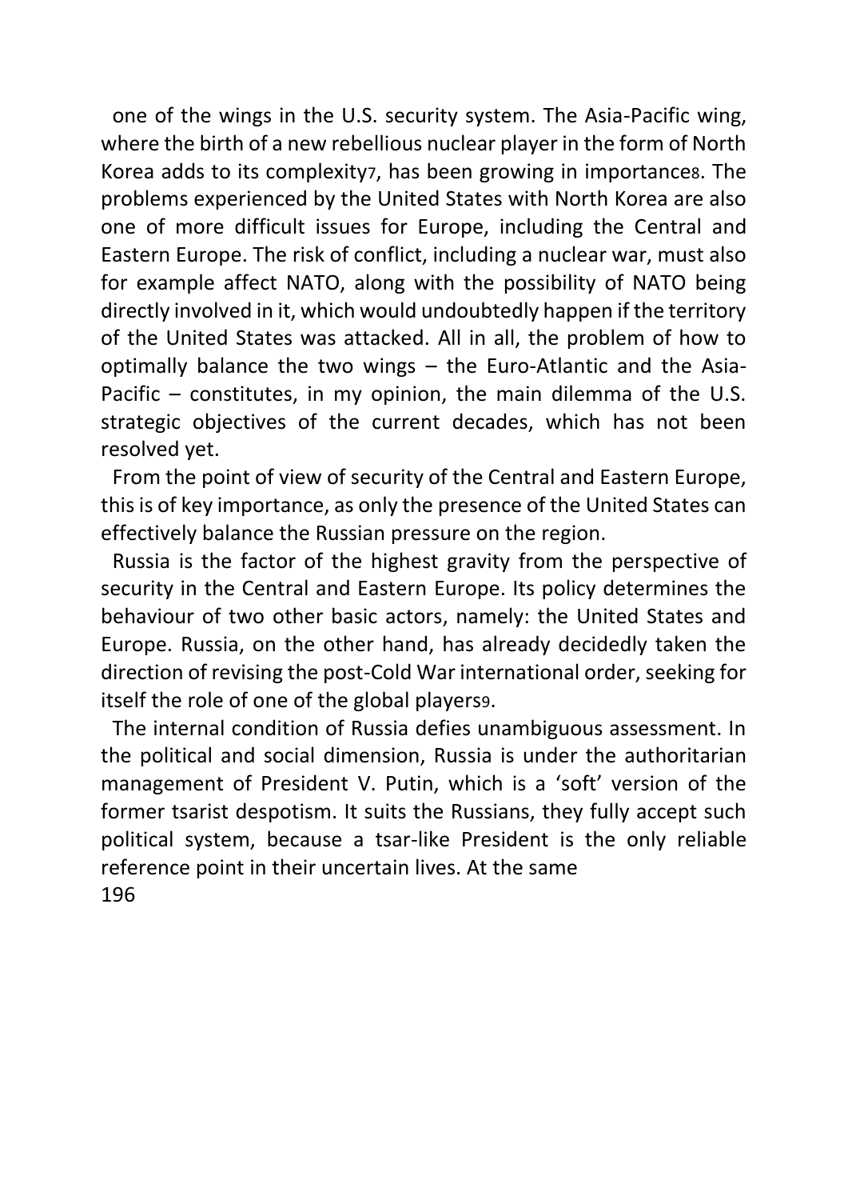one of the wings in the U.S. security system. The Asia-Pacific wing, where the birth of a new rebellious nuclear player in the form of North Korea adds to its complexity[7], has been growing in importance[8]. The problems experienced by the United States with North Korea are also one of more difficult issues for Europe, including the Central and Eastern Europe. The risk of conflict, including a nuclear war, must also for example affect NATO, along with the possibility of NATO being directly involved in it, which would undoubtedly happen if the territory of the United States was attacked. All in all, the problem of how to optimally balance the two wings – the Euro-Atlantic and the Asia-Pacific – constitutes, in my opinion, the main dilemma of the U.S. strategic objectives of the current decades, which has not been resolved yet.

From the point of view of security of the Central and Eastern Europe, this is of key importance, as only the presence of the United States can effectively balance the Russian pressure on the region.

Russia is the factor of the highest gravity from the perspective of security in the Central and Eastern Europe. Its policy determines the behaviour of two other basic actors, namely: the United States and Europe. Russia, on the other hand, has already decidedly taken the direction of revising the post-Cold War international order, seeking for itself the role of one of the global players[9].

The internal condition of Russia defies unambiguous assessment. In the political and social dimension, Russia is under the authoritarian management of President V. Putin, which is a 'soft' version of the former tsarist despotism. It suits the Russians, they fully accept such political system, because a tsar-like President is the only reliable reference point in their uncertain lives. At the same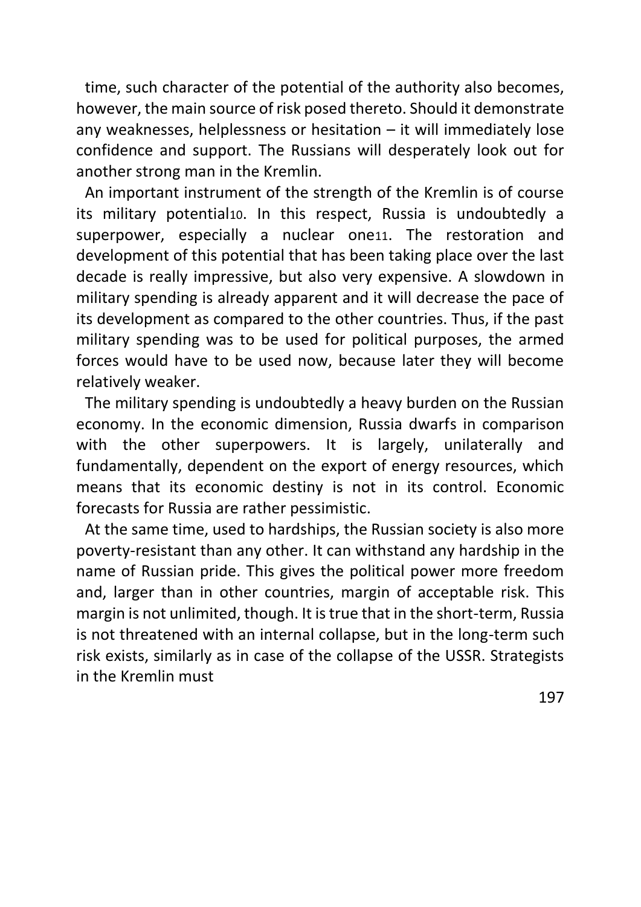time, such character of the potential of the authority also becomes, however, the main source of risk posed thereto. Should it demonstrate any weaknesses, helplessness or hesitation – it will immediately lose confidence and support. The Russians will desperately look out for another strong man in the Kremlin.

An important instrument of the strength of the Kremlin is of course its military potential[10]. In this respect, Russia is undoubtedly a superpower, especially a nuclear one[11]. The restoration and development of this potential that has been taking place over the last decade is really impressive, but also very expensive. A slowdown in military spending is already apparent and it will decrease the pace of its development as compared to the other countries. Thus, if the past military spending was to be used for political purposes, the armed forces would have to be used now, because later they will become relatively weaker.

The military spending is undoubtedly a heavy burden on the Russian economy. In the economic dimension, Russia dwarfs in comparison with the other superpowers. It is largely, unilaterally and fundamentally, dependent on the export of energy resources, which means that its economic destiny is not in its control. Economic forecasts for Russia are rather pessimistic.

At the same time, used to hardships, the Russian society is also more poverty-resistant than any other. It can withstand any hardship in the name of Russian pride. This gives the political power more freedom and, larger than in other countries, margin of acceptable risk. This margin is not unlimited, though. It is true that in the short-term, Russia is not threatened with an internal collapse, but in the long-term such risk exists, similarly as in case of the collapse of the USSR. Strategists in the Kremlin must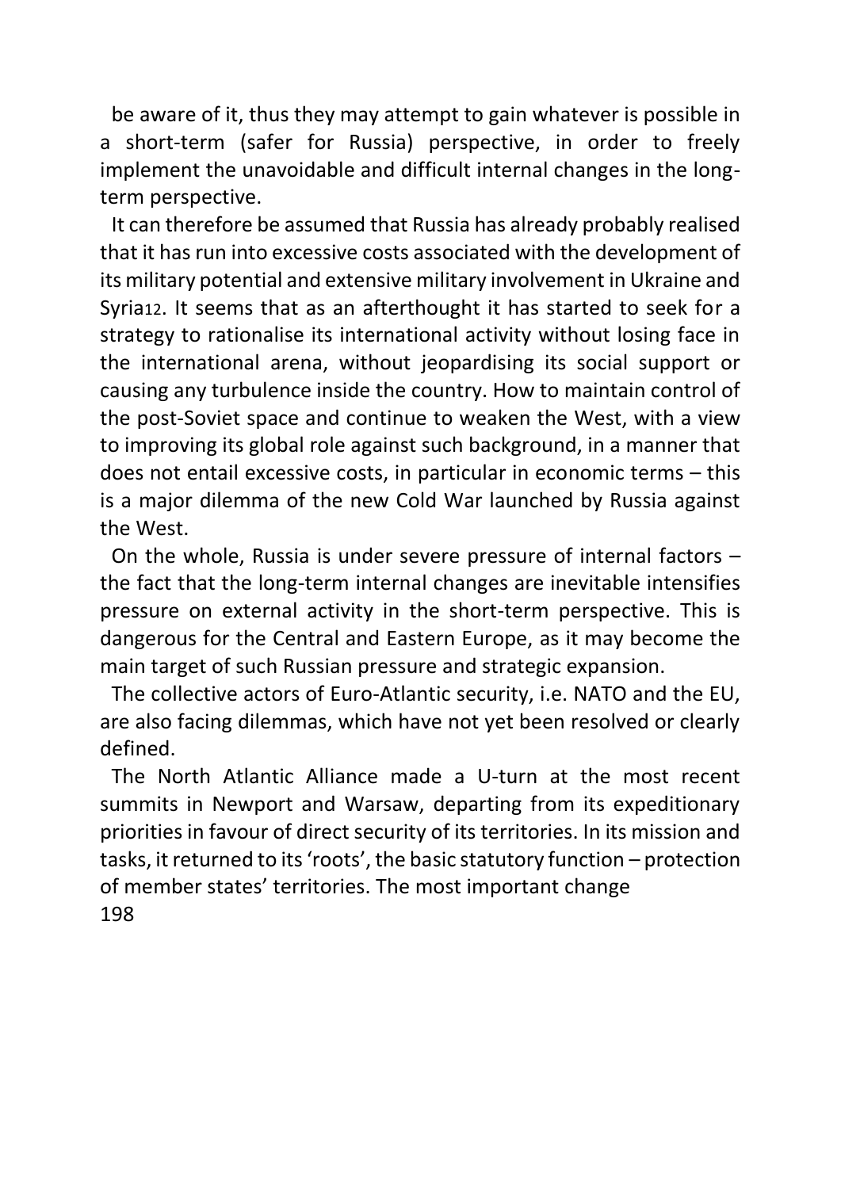be aware of it, thus they may attempt to gain whatever is possible in a short-term (safer for Russia) perspective, in order to freely implement the unavoidable and difficult internal changes in the long-term perspective.

It can therefore be assumed that Russia has already probably realised that it has run into excessive costs associated with the development of its military potential and extensive military involvement in Ukraine and Syria[12]. It seems that as an afterthought it has started to seek for a strategy to rationalise its international activity without losing face in the international arena, without jeopardising its social support or causing any turbulence inside the country. How to maintain control of the post-Soviet space and continue to weaken the West, with a view to improving its global role against such background, in a manner that does not entail excessive costs, in particular in economic terms – this is a major dilemma of the new Cold War launched by Russia against the West.

On the whole, Russia is under severe pressure of internal factors – the fact that the long-term internal changes are inevitable intensifies pressure on external activity in the short-term perspective. This is dangerous for the Central and Eastern Europe, as it may become the main target of such Russian pressure and strategic expansion.

The collective actors of Euro-Atlantic security, i.e. NATO and the EU, are also facing dilemmas, which have not yet been resolved or clearly defined.

The North Atlantic Alliance made a U-turn at the most recent summits in Newport and Warsaw, departing from its expeditionary priorities in favour of direct security of its territories. In its mission and tasks, it returned to its 'roots', the basic statutory function – protection of member states' territories. The most important change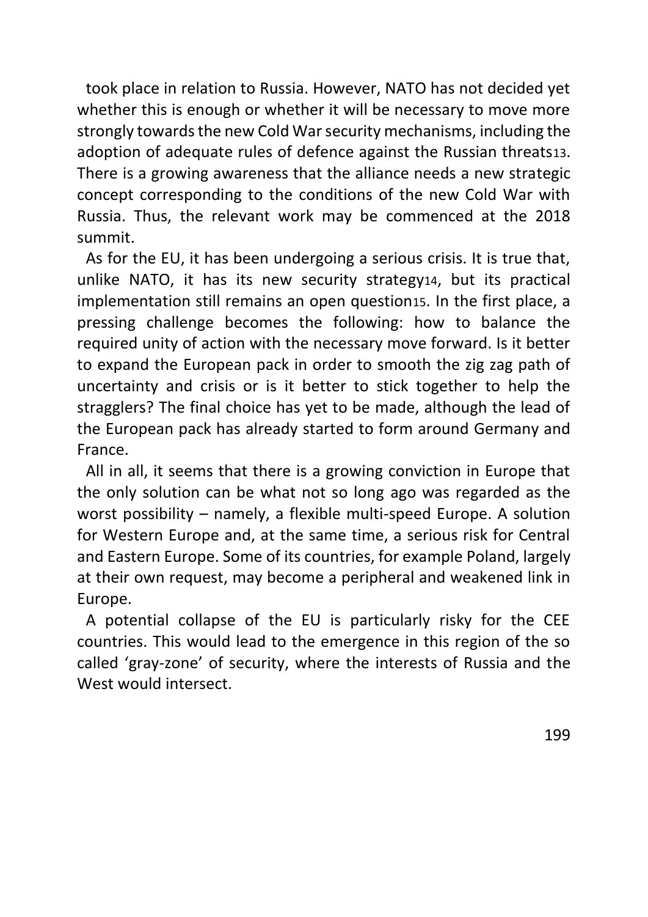took place in relation to Russia. However, NATO has not decided yet whether this is enough or whether it will be necessary to move more strongly towards the new Cold War security mechanisms, including the adoption of adequate rules of defence against the Russian threats[13]. There is a growing awareness that the alliance needs a new strategic concept corresponding to the conditions of the new Cold War with Russia. Thus, the relevant work may be commenced at the 2018 summit.

As for the EU, it has been undergoing a serious crisis. It is true that, unlike NATO, it has its new security strategy[14], but its practical implementation still remains an open question[15]. In the first place, a pressing challenge becomes the following: how to balance the required unity of action with the necessary move forward. Is it better to expand the European pack in order to smooth the zig zag path of uncertainty and crisis or is it better to stick together to help the stragglers? The final choice has yet to be made, although the lead of the European pack has already started to form around Germany and France.

All in all, it seems that there is a growing conviction in Europe that the only solution can be what not so long ago was regarded as the worst possibility – namely, a flexible multi-speed Europe. A solution for Western Europe and, at the same time, a serious risk for Central and Eastern Europe. Some of its countries, for example Poland, largely at their own request, may become a peripheral and weakened link in Europe.

A potential collapse of the EU is particularly risky for the CEE countries. This would lead to the emergence in this region of the so called 'gray-zone' of security, where the interests of Russia and the West would intersect.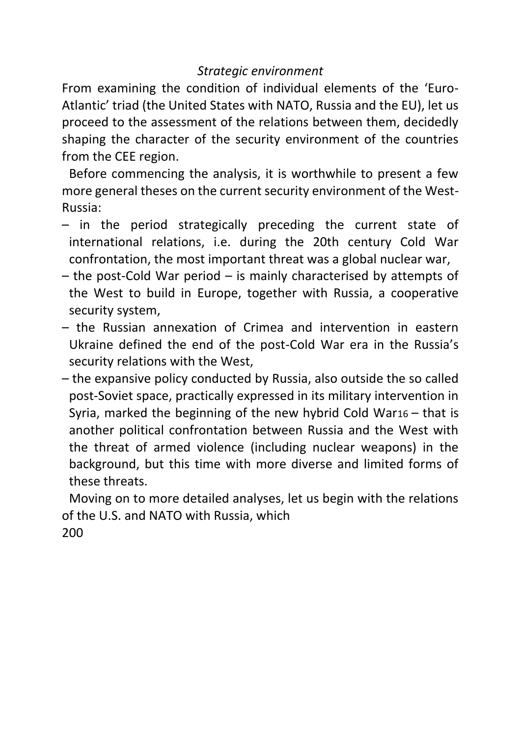*Strategic environment*

From examining the condition of individual elements of the 'Euro-Atlantic' triad (the United States with NATO, Russia and the EU), let us proceed to the assessment of the relations between them, decidedly shaping the character of the security environment of the countries from the CEE region.

Before commencing the analysis, it is worthwhile to present a few more general theses on the current security environment of the West-Russia:

- in the period strategically preceding the current state of international relations, i.e. during the 20th century Cold War confrontation, the most important threat was a global nuclear war,
- the post-Cold War period – is mainly characterised by attempts of the West to build in Europe, together with Russia, a cooperative security system,
- the Russian annexation of Crimea and intervention in eastern Ukraine defined the end of the post-Cold War era in the Russia's security relations with the West,
- the expansive policy conducted by Russia, also outside the so called post-Soviet space, practically expressed in its military intervention in Syria, marked the beginning of the new hybrid Cold War[16] – that is another political confrontation between Russia and the West with the threat of armed violence (including nuclear weapons) in the background, but this time with more diverse and limited forms of these threats.

Moving on to more detailed analyses, let us begin with the relations of the U.S. and NATO with Russia, which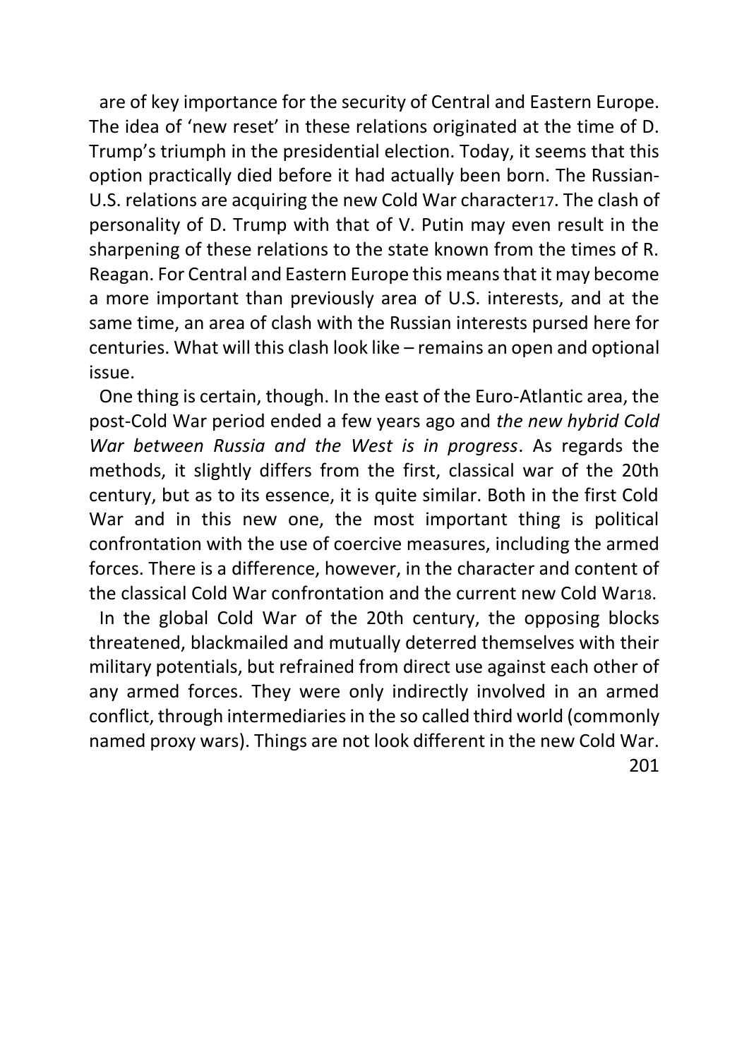are of key importance for the security of Central and Eastern Europe. The idea of 'new reset' in these relations originated at the time of D. Trump's triumph in the presidential election. Today, it seems that this option practically died before it had actually been born. The Russian-U.S. relations are acquiring the new Cold War character[17]. The clash of personality of D. Trump with that of V. Putin may even result in the sharpening of these relations to the state known from the times of R. Reagan. For Central and Eastern Europe this means that it may become a more important than previously area of U.S. interests, and at the same time, an area of clash with the Russian interests pursed here for centuries. What will this clash look like – remains an open and optional issue.

One thing is certain, though. In the east of the Euro-Atlantic area, the post-Cold War period ended a few years ago and *the new hybrid Cold War between Russia and the West is in progress*. As regards the methods, it slightly differs from the first, classical war of the 20th century, but as to its essence, it is quite similar. Both in the first Cold War and in this new one, the most important thing is political confrontation with the use of coercive measures, including the armed forces. There is a difference, however, in the character and content of the classical Cold War confrontation and the current new Cold War[18].

In the global Cold War of the 20th century, the opposing blocks threatened, blackmailed and mutually deterred themselves with their military potentials, but refrained from direct use against each other of any armed forces. They were only indirectly involved in an armed conflict, through intermediaries in the so called third world (commonly named proxy wars). Things are not look different in the new Cold War.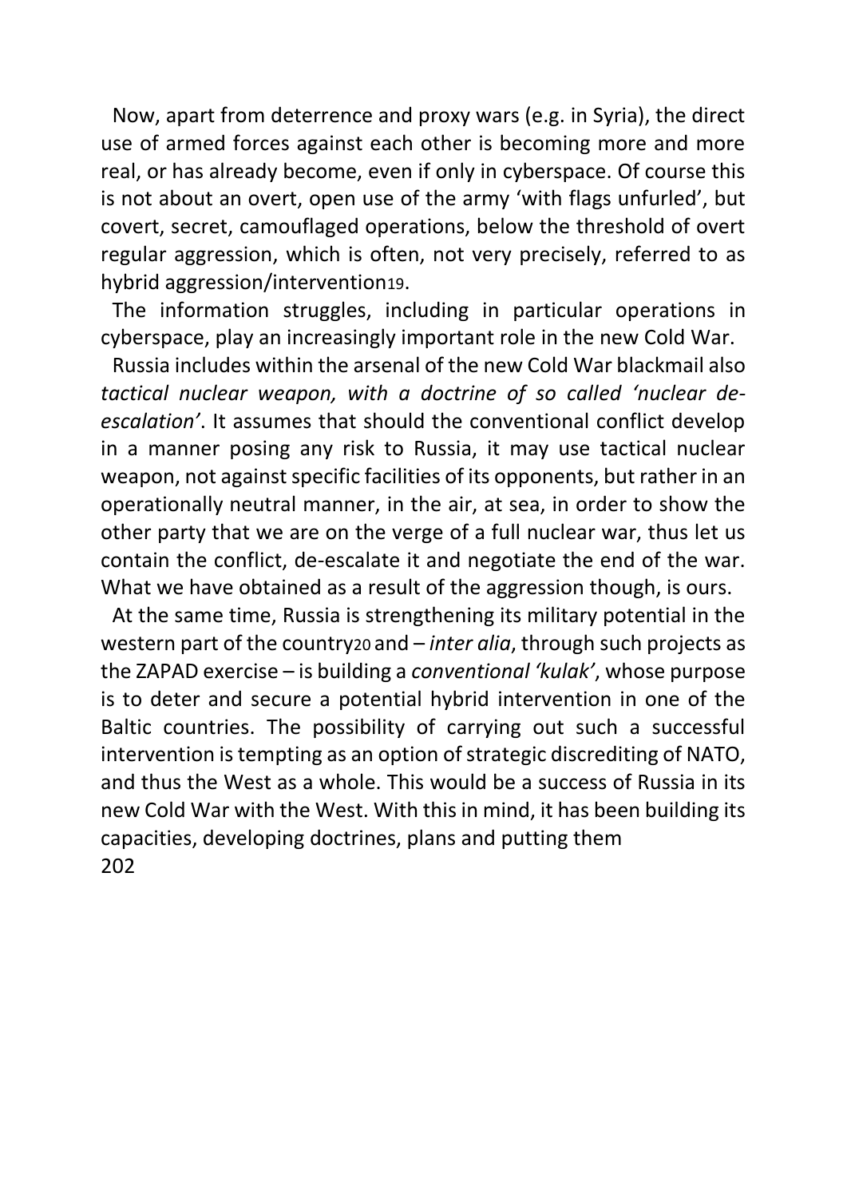Now, apart from deterrence and proxy wars (e.g. in Syria), the direct use of armed forces against each other is becoming more and more real, or has already become, even if only in cyberspace. Of course this is not about an overt, open use of the army 'with flags unfurled', but covert, secret, camouflaged operations, below the threshold of overt regular aggression, which is often, not very precisely, referred to as hybrid aggression/intervention[19].

The information struggles, including in particular operations in cyberspace, play an increasingly important role in the new Cold War.

Russia includes within the arsenal of the new Cold War blackmail also *tactical nuclear weapon, with a doctrine of so called 'nuclear de-escalation'*. It assumes that should the conventional conflict develop in a manner posing any risk to Russia, it may use tactical nuclear weapon, not against specific facilities of its opponents, but rather in an operationally neutral manner, in the air, at sea, in order to show the other party that we are on the verge of a full nuclear war, thus let us contain the conflict, de-escalate it and negotiate the end of the war. What we have obtained as a result of the aggression though, is ours.

At the same time, Russia is strengthening its military potential in the western part of the country[20] and – *inter alia*, through such projects as the ZAPAD exercise – is building a *conventional 'kulak'*, whose purpose is to deter and secure a potential hybrid intervention in one of the Baltic countries. The possibility of carrying out such a successful intervention is tempting as an option of strategic discrediting of NATO, and thus the West as a whole. This would be a success of Russia in its new Cold War with the West. With this in mind, it has been building its capacities, developing doctrines, plans and putting them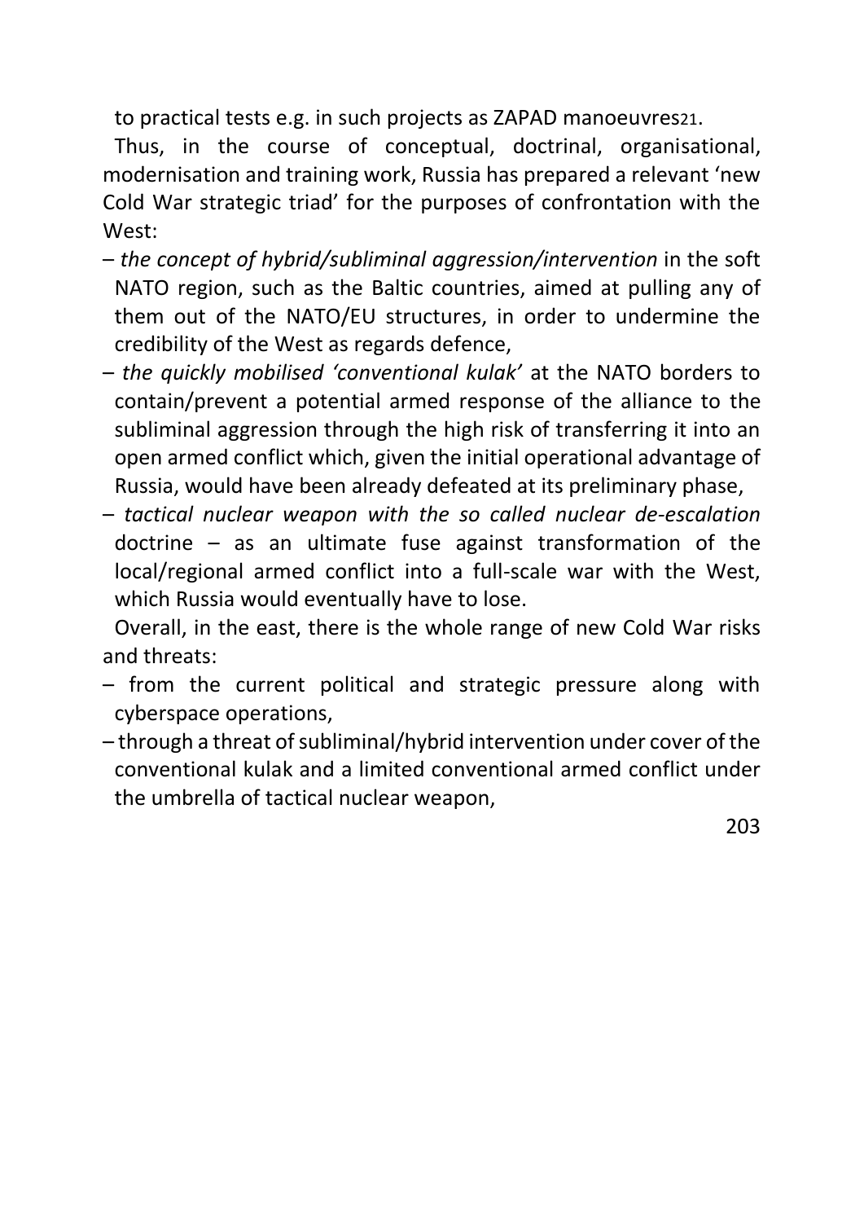to practical tests e.g. in such projects as ZAPAD manoeuvres[21].

Thus, in the course of conceptual, doctrinal, organisational, modernisation and training work, Russia has prepared a relevant 'new Cold War strategic triad' for the purposes of confrontation with the West:

– *the concept of hybrid/subliminal aggression/intervention* in the soft NATO region, such as the Baltic countries, aimed at pulling any of them out of the NATO/EU structures, in order to undermine the credibility of the West as regards defence,
– *the quickly mobilised 'conventional kulak'* at the NATO borders to contain/prevent a potential armed response of the alliance to the subliminal aggression through the high risk of transferring it into an open armed conflict which, given the initial operational advantage of Russia, would have been already defeated at its preliminary phase,
– *tactical nuclear weapon with the so called nuclear de-escalation* doctrine – as an ultimate fuse against transformation of the local/regional armed conflict into a full-scale war with the West, which Russia would eventually have to lose.

Overall, in the east, there is the whole range of new Cold War risks and threats:

– from the current political and strategic pressure along with cyberspace operations,
– through a threat of subliminal/hybrid intervention under cover of the conventional kulak and a limited conventional armed conflict under the umbrella of tactical nuclear weapon,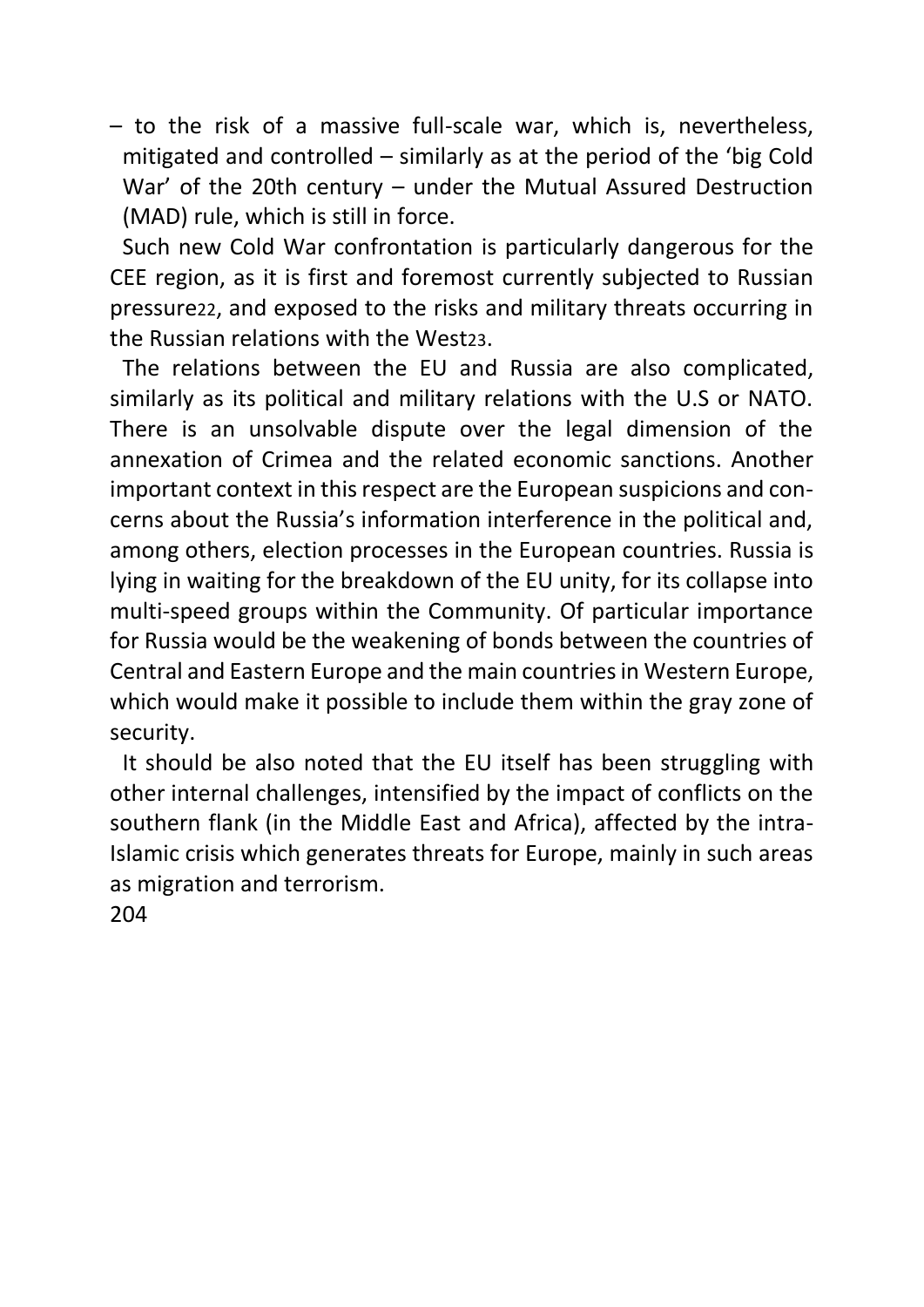– to the risk of a massive full-scale war, which is, nevertheless, mitigated and controlled – similarly as at the period of the 'big Cold War' of the 20th century – under the Mutual Assured Destruction (MAD) rule, which is still in force.

Such new Cold War confrontation is particularly dangerous for the CEE region, as it is first and foremost currently subjected to Russian pressure[22], and exposed to the risks and military threats occurring in the Russian relations with the West[23].

The relations between the EU and Russia are also complicated, similarly as its political and military relations with the U.S or NATO. There is an unsolvable dispute over the legal dimension of the annexation of Crimea and the related economic sanctions. Another important context in this respect are the European suspicions and concerns about the Russia's information interference in the political and, among others, election processes in the European countries. Russia is lying in waiting for the breakdown of the EU unity, for its collapse into multi-speed groups within the Community. Of particular importance for Russia would be the weakening of bonds between the countries of Central and Eastern Europe and the main countries in Western Europe, which would make it possible to include them within the gray zone of security.

It should be also noted that the EU itself has been struggling with other internal challenges, intensified by the impact of conflicts on the southern flank (in the Middle East and Africa), affected by the intra-Islamic crisis which generates threats for Europe, mainly in such areas as migration and terrorism.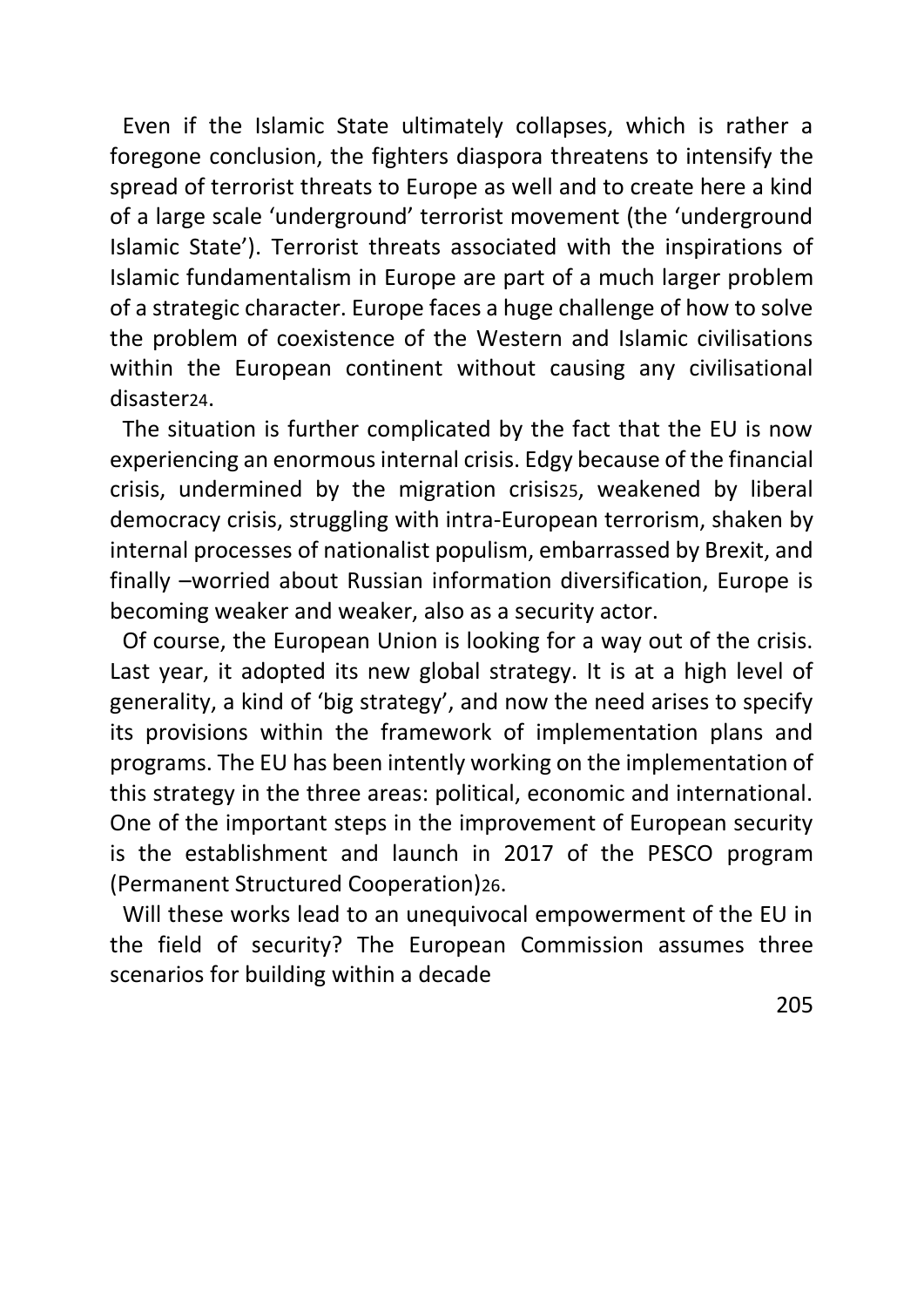Even if the Islamic State ultimately collapses, which is rather a foregone conclusion, the fighters diaspora threatens to intensify the spread of terrorist threats to Europe as well and to create here a kind of a large scale 'underground' terrorist movement (the 'underground Islamic State'). Terrorist threats associated with the inspirations of Islamic fundamentalism in Europe are part of a much larger problem of a strategic character. Europe faces a huge challenge of how to solve the problem of coexistence of the Western and Islamic civilisations within the European continent without causing any civilisational disaster[24].

The situation is further complicated by the fact that the EU is now experiencing an enormous internal crisis. Edgy because of the financial crisis, undermined by the migration crisis[25], weakened by liberal democracy crisis, struggling with intra-European terrorism, shaken by internal processes of nationalist populism, embarrassed by Brexit, and finally –worried about Russian information diversification, Europe is becoming weaker and weaker, also as a security actor.

Of course, the European Union is looking for a way out of the crisis. Last year, it adopted its new global strategy. It is at a high level of generality, a kind of 'big strategy', and now the need arises to specify its provisions within the framework of implementation plans and programs. The EU has been intently working on the implementation of this strategy in the three areas: political, economic and international. One of the important steps in the improvement of European security is the establishment and launch in 2017 of the PESCO program (Permanent Structured Cooperation)[26].

Will these works lead to an unequivocal empowerment of the EU in the field of security? The European Commission assumes three scenarios for building within a decade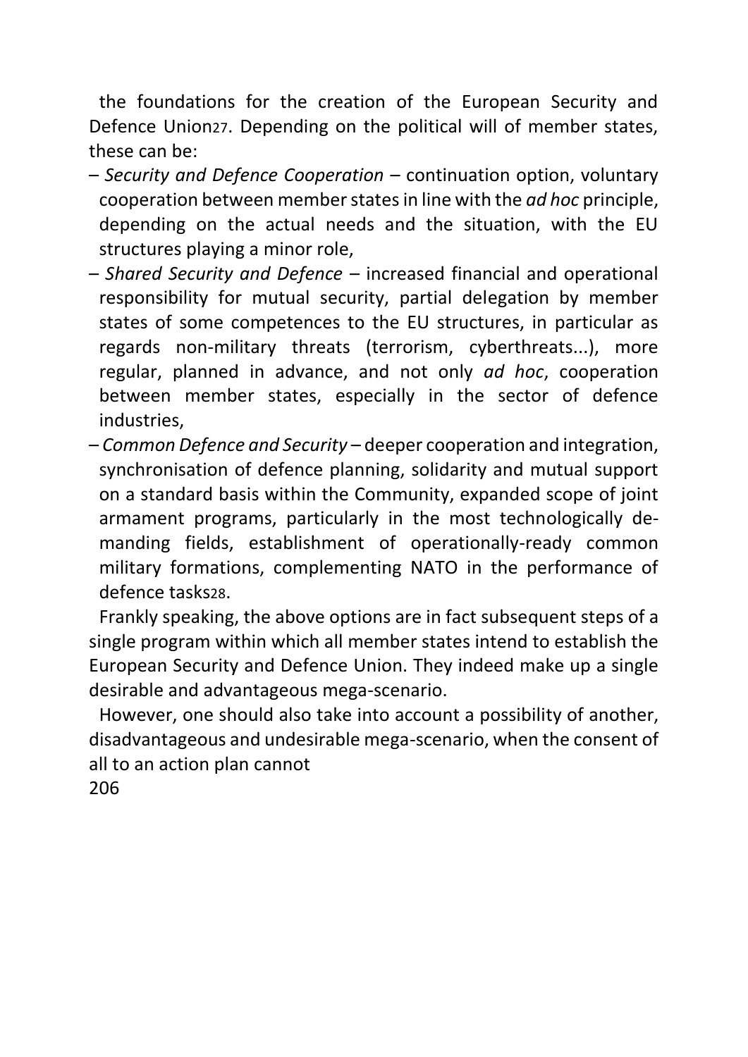the foundations for the creation of the European Security and Defence Union[27]. Depending on the political will of member states, these can be:

– *Security and Defence Cooperation* – continuation option, voluntary cooperation between member states in line with the *ad hoc* principle, depending on the actual needs and the situation, with the EU structures playing a minor role,
– *Shared Security and Defence* – increased financial and operational responsibility for mutual security, partial delegation by member states of some competences to the EU structures, in particular as regards non-military threats (terrorism, cyberthreats...), more regular, planned in advance, and not only *ad hoc*, cooperation between member states, especially in the sector of defence industries,
– *Common Defence and Security* – deeper cooperation and integration, synchronisation of defence planning, solidarity and mutual support on a standard basis within the Community, expanded scope of joint armament programs, particularly in the most technologically demanding fields, establishment of operationally-ready common military formations, complementing NATO in the performance of defence tasks[28].

Frankly speaking, the above options are in fact subsequent steps of a single program within which all member states intend to establish the European Security and Defence Union. They indeed make up a single desirable and advantageous mega-scenario.

However, one should also take into account a possibility of another, disadvantageous and undesirable mega-scenario, when the consent of all to an action plan cannot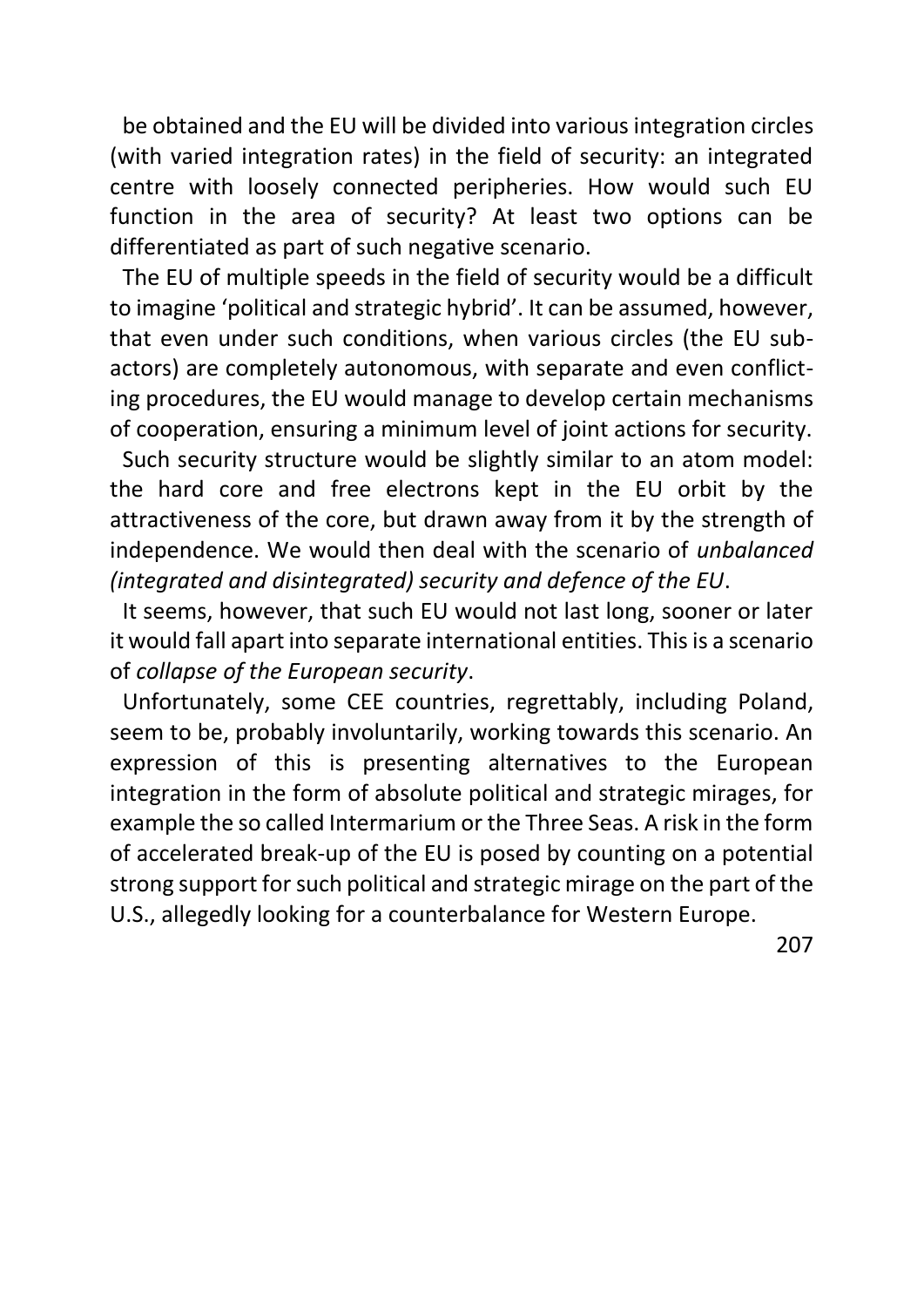be obtained and the EU will be divided into various integration circles (with varied integration rates) in the field of security: an integrated centre with loosely connected peripheries. How would such EU function in the area of security? At least two options can be differentiated as part of such negative scenario.

The EU of multiple speeds in the field of security would be a difficult to imagine 'political and strategic hybrid'. It can be assumed, however, that even under such conditions, when various circles (the EU sub-actors) are completely autonomous, with separate and even conflicting procedures, the EU would manage to develop certain mechanisms of cooperation, ensuring a minimum level of joint actions for security.

Such security structure would be slightly similar to an atom model: the hard core and free electrons kept in the EU orbit by the attractiveness of the core, but drawn away from it by the strength of independence. We would then deal with the scenario of *unbalanced (integrated and disintegrated) security and defence of the EU*.

It seems, however, that such EU would not last long, sooner or later it would fall apart into separate international entities. This is a scenario of *collapse of the European security*.

Unfortunately, some CEE countries, regrettably, including Poland, seem to be, probably involuntarily, working towards this scenario. An expression of this is presenting alternatives to the European integration in the form of absolute political and strategic mirages, for example the so called Intermarium or the Three Seas. A risk in the form of accelerated break-up of the EU is posed by counting on a potential strong support for such political and strategic mirage on the part of the U.S., allegedly looking for a counterbalance for Western Europe.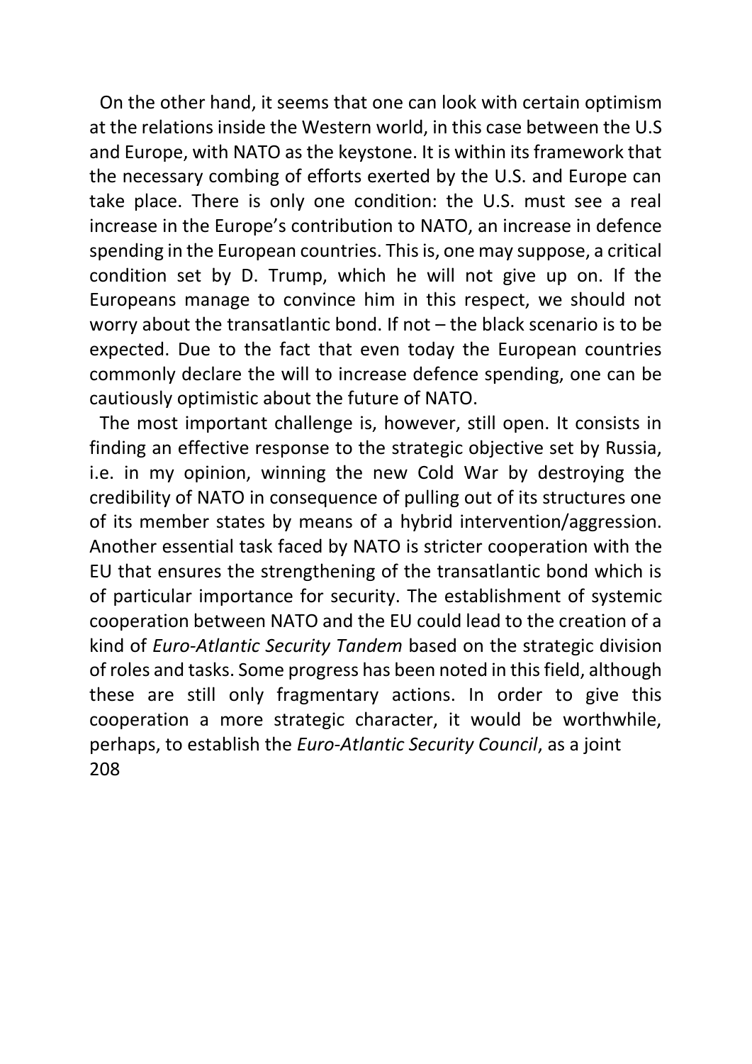On the other hand, it seems that one can look with certain optimism at the relations inside the Western world, in this case between the U.S and Europe, with NATO as the keystone. It is within its framework that the necessary combing of efforts exerted by the U.S. and Europe can take place. There is only one condition: the U.S. must see a real increase in the Europe's contribution to NATO, an increase in defence spending in the European countries. This is, one may suppose, a critical condition set by D. Trump, which he will not give up on. If the Europeans manage to convince him in this respect, we should not worry about the transatlantic bond. If not – the black scenario is to be expected. Due to the fact that even today the European countries commonly declare the will to increase defence spending, one can be cautiously optimistic about the future of NATO.

The most important challenge is, however, still open. It consists in finding an effective response to the strategic objective set by Russia, i.e. in my opinion, winning the new Cold War by destroying the credibility of NATO in consequence of pulling out of its structures one of its member states by means of a hybrid intervention/aggression. Another essential task faced by NATO is stricter cooperation with the EU that ensures the strengthening of the transatlantic bond which is of particular importance for security. The establishment of systemic cooperation between NATO and the EU could lead to the creation of a kind of *Euro-Atlantic Security Tandem* based on the strategic division of roles and tasks. Some progress has been noted in this field, although these are still only fragmentary actions. In order to give this cooperation a more strategic character, it would be worthwhile, perhaps, to establish the *Euro-Atlantic Security Council*, as a joint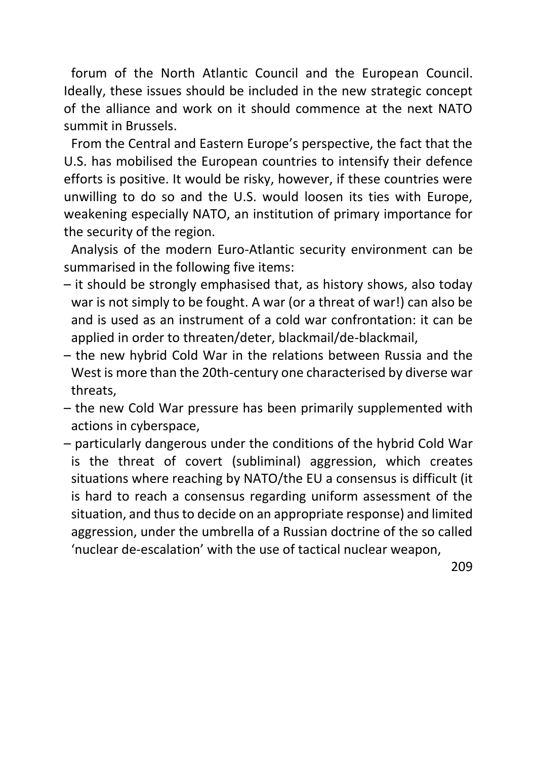forum of the North Atlantic Council and the European Council. Ideally, these issues should be included in the new strategic concept of the alliance and work on it should commence at the next NATO summit in Brussels.

From the Central and Eastern Europe's perspective, the fact that the U.S. has mobilised the European countries to intensify their defence efforts is positive. It would be risky, however, if these countries were unwilling to do so and the U.S. would loosen its ties with Europe, weakening especially NATO, an institution of primary importance for the security of the region.

Analysis of the modern Euro-Atlantic security environment can be summarised in the following five items:

– it should be strongly emphasised that, as history shows, also today war is not simply to be fought. A war (or a threat of war!) can also be and is used as an instrument of a cold war confrontation: it can be applied in order to threaten/deter, blackmail/de-blackmail,

– the new hybrid Cold War in the relations between Russia and the West is more than the 20th-century one characterised by diverse war threats,

– the new Cold War pressure has been primarily supplemented with actions in cyberspace,

– particularly dangerous under the conditions of the hybrid Cold War is the threat of covert (subliminal) aggression, which creates situations where reaching by NATO/the EU a consensus is difficult (it is hard to reach a consensus regarding uniform assessment of the situation, and thus to decide on an appropriate response) and limited aggression, under the umbrella of a Russian doctrine of the so called 'nuclear de-escalation' with the use of tactical nuclear weapon,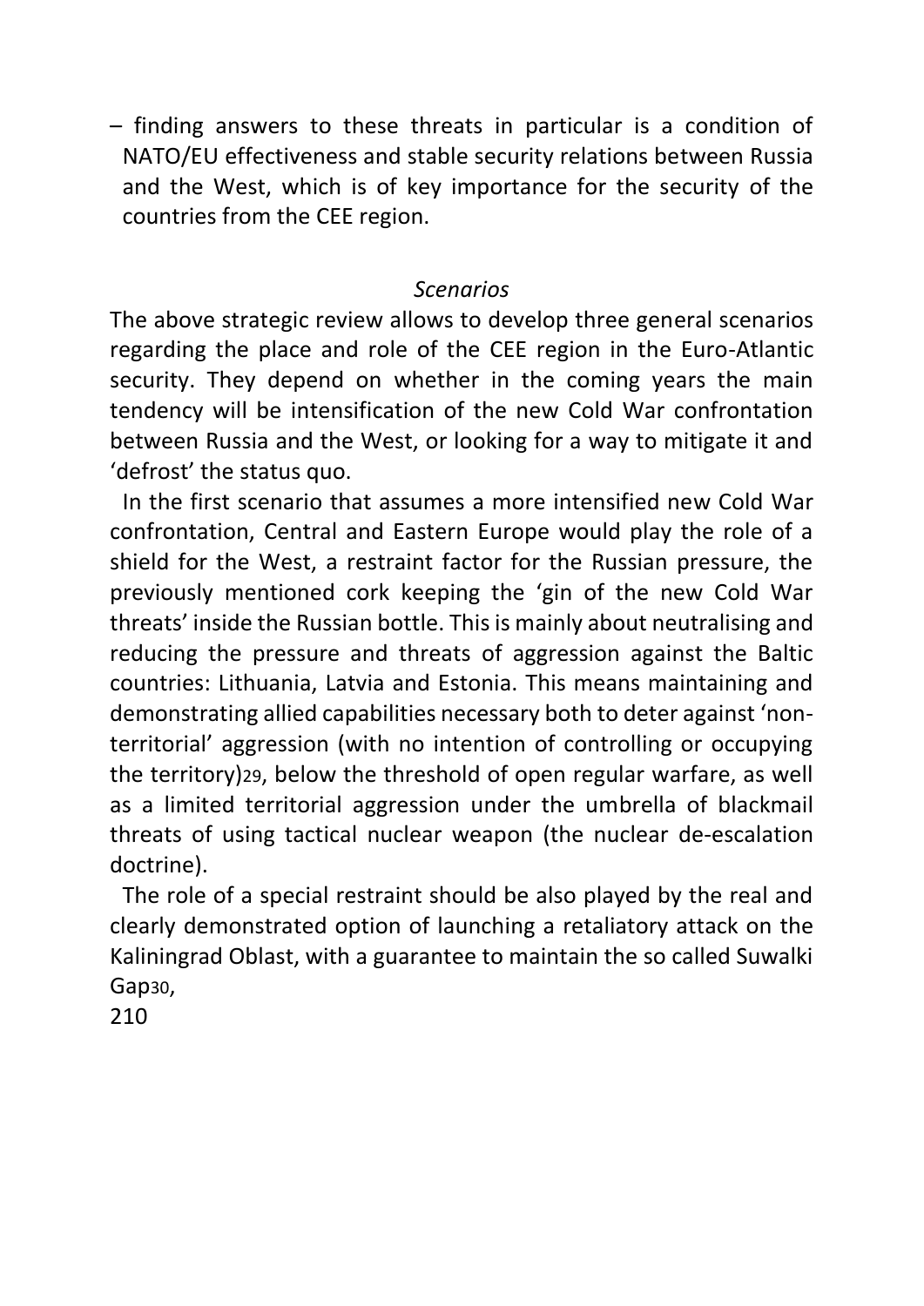– finding answers to these threats in particular is a condition of NATO/EU effectiveness and stable security relations between Russia and the West, which is of key importance for the security of the countries from the CEE region.

*Scenarios*

The above strategic review allows to develop three general scenarios regarding the place and role of the CEE region in the Euro-Atlantic security. They depend on whether in the coming years the main tendency will be intensification of the new Cold War confrontation between Russia and the West, or looking for a way to mitigate it and 'defrost' the status quo.

In the first scenario that assumes a more intensified new Cold War confrontation, Central and Eastern Europe would play the role of a shield for the West, a restraint factor for the Russian pressure, the previously mentioned cork keeping the 'gin of the new Cold War threats' inside the Russian bottle. This is mainly about neutralising and reducing the pressure and threats of aggression against the Baltic countries: Lithuania, Latvia and Estonia. This means maintaining and demonstrating allied capabilities necessary both to deter against 'non-territorial' aggression (with no intention of controlling or occupying the territory)[29], below the threshold of open regular warfare, as well as a limited territorial aggression under the umbrella of blackmail threats of using tactical nuclear weapon (the nuclear de-escalation doctrine).

The role of a special restraint should be also played by the real and clearly demonstrated option of launching a retaliatory attack on the Kaliningrad Oblast, with a guarantee to maintain the so called Suwalki Gap[30],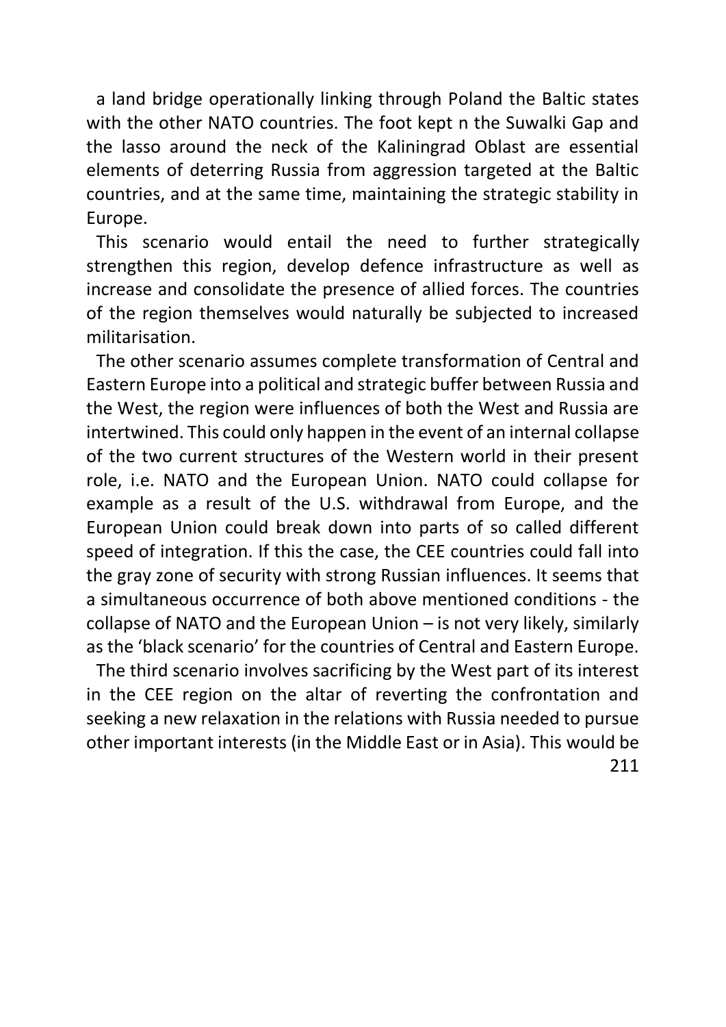a land bridge operationally linking through Poland the Baltic states with the other NATO countries. The foot kept n the Suwalki Gap and the lasso around the neck of the Kaliningrad Oblast are essential elements of deterring Russia from aggression targeted at the Baltic countries, and at the same time, maintaining the strategic stability in Europe.

This scenario would entail the need to further strategically strengthen this region, develop defence infrastructure as well as increase and consolidate the presence of allied forces. The countries of the region themselves would naturally be subjected to increased militarisation.

The other scenario assumes complete transformation of Central and Eastern Europe into a political and strategic buffer between Russia and the West, the region were influences of both the West and Russia are intertwined. This could only happen in the event of an internal collapse of the two current structures of the Western world in their present role, i.e. NATO and the European Union. NATO could collapse for example as a result of the U.S. withdrawal from Europe, and the European Union could break down into parts of so called different speed of integration. If this the case, the CEE countries could fall into the gray zone of security with strong Russian influences. It seems that a simultaneous occurrence of both above mentioned conditions - the collapse of NATO and the European Union – is not very likely, similarly as the 'black scenario' for the countries of Central and Eastern Europe.

The third scenario involves sacrificing by the West part of its interest in the CEE region on the altar of reverting the confrontation and seeking a new relaxation in the relations with Russia needed to pursue other important interests (in the Middle East or in Asia). This would be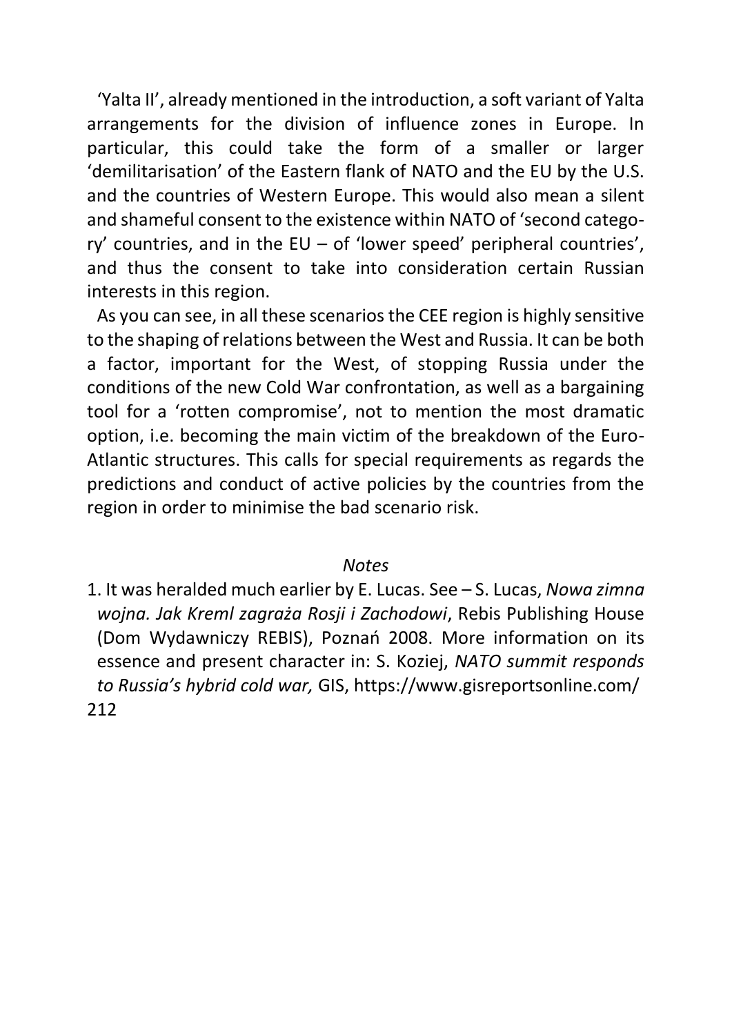'Yalta II', already mentioned in the introduction, a soft variant of Yalta arrangements for the division of influence zones in Europe. In particular, this could take the form of a smaller or larger 'demilitarisation' of the Eastern flank of NATO and the EU by the U.S. and the countries of Western Europe. This would also mean a silent and shameful consent to the existence within NATO of 'second category' countries, and in the EU – of 'lower speed' peripheral countries', and thus the consent to take into consideration certain Russian interests in this region.

As you can see, in all these scenarios the CEE region is highly sensitive to the shaping of relations between the West and Russia. It can be both a factor, important for the West, of stopping Russia under the conditions of the new Cold War confrontation, as well as a bargaining tool for a 'rotten compromise', not to mention the most dramatic option, i.e. becoming the main victim of the breakdown of the Euro-Atlantic structures. This calls for special requirements as regards the predictions and conduct of active policies by the countries from the region in order to minimise the bad scenario risk.

*Notes*

1. It was heralded much earlier by E. Lucas. See – S. Lucas, *Nowa zimna wojna. Jak Kreml zagraża Rosji i Zachodowi*, Rebis Publishing House (Dom Wydawniczy REBIS), Poznań 2008. More information on its essence and present character in: S. Koziej, *NATO summit responds to Russia's hybrid cold war,* GIS, https://www.gisreportsonline.com/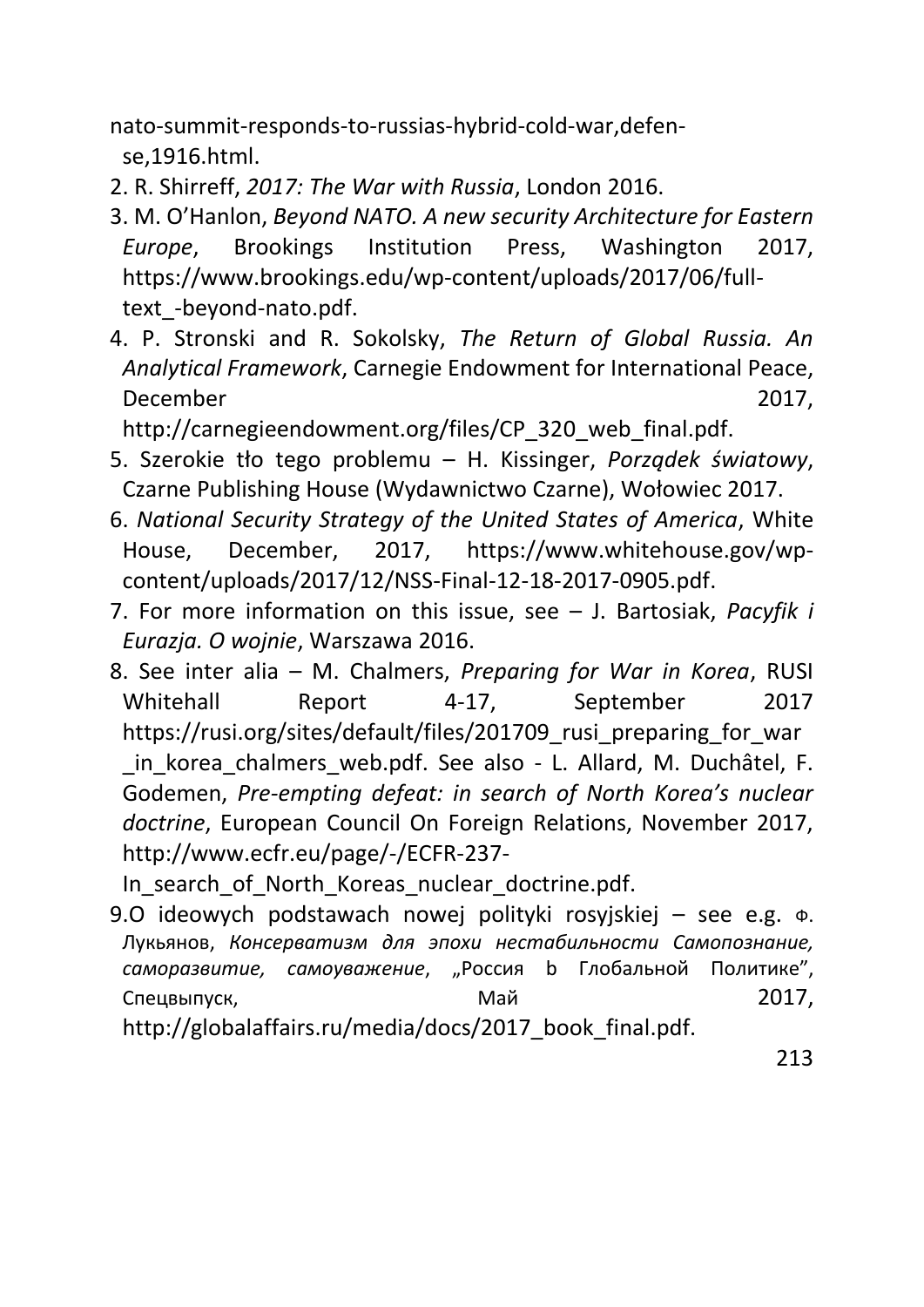nato-summit-responds-to-russias-hybrid-cold-war,defen-se,1916.html.

2. R. Shirreff, *2017: The War with Russia*, London 2016.
3. M. O'Hanlon, *Beyond NATO. A new security Architecture for Eastern Europe*, Brookings Institution Press, Washington 2017, https://www.brookings.edu/wp-content/uploads/2017/06/full-text_-beyond-nato.pdf.
4. P. Stronski and R. Sokolsky, *The Return of Global Russia. An Analytical Framework*, Carnegie Endowment for International Peace, December 2017, http://carnegieendowment.org/files/CP_320_web_final.pdf.
5. Szerokie tło tego problemu – H. Kissinger, *Porządek światowy*, Czarne Publishing House (Wydawnictwo Czarne), Wołowiec 2017.
6. *National Security Strategy of the United States of America*, White House, December, 2017, https://www.whitehouse.gov/wp-content/uploads/2017/12/NSS-Final-12-18-2017-0905.pdf.
7. For more information on this issue, see – J. Bartosiak, *Pacyfik i Eurazja. O wojnie*, Warszawa 2016.
8. See inter alia – M. Chalmers, *Preparing for War in Korea*, RUSI Whitehall Report 4-17, September 2017 https://rusi.org/sites/default/files/201709_rusi_preparing_for_war_in_korea_chalmers_web.pdf. See also - L. Allard, M. Duchâtel, F. Godemen, *Pre-empting defeat: in search of North Korea's nuclear doctrine*, European Council On Foreign Relations, November 2017, http://www.ecfr.eu/page/-/ECFR-237-In_search_of_North_Koreas_nuclear_doctrine.pdf.
9. O ideowych podstawach nowej polityki rosyjskiej – see e.g. Ф. Лукьянов, *Консерватизм для эпохи нестабильности Самопознание, саморазвитие, самоуважение*, „Россия b Глобальной Политике", Спецвыпуск, Май 2017, http://globalaffairs.ru/media/docs/2017_book_final.pdf.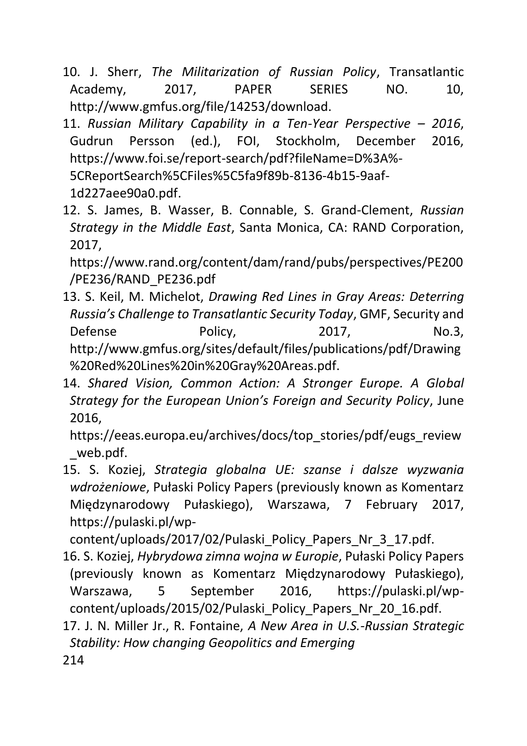10. J. Sherr, *The Militarization of Russian Policy*, Transatlantic Academy, 2017, PAPER SERIES NO. 10, http://www.gmfus.org/file/14253/download.
11. *Russian Military Capability in a Ten-Year Perspective – 2016*, Gudrun Persson (ed.), FOI, Stockholm, December 2016, https://www.foi.se/report-search/pdf?fileName=D%3A%-5CReportSearch%5CFiles%5C5fa9f89b-8136-4b15-9aaf-1d227aee90a0.pdf.
12. S. James, B. Wasser, B. Connable, S. Grand-Clement, *Russian Strategy in the Middle East*, Santa Monica, CA: RAND Corporation, 2017, https://www.rand.org/content/dam/rand/pubs/perspectives/PE200/PE236/RAND_PE236.pdf
13. S. Keil, M. Michelot, *Drawing Red Lines in Gray Areas: Deterring Russia's Challenge to Transatlantic Security Today*, GMF, Security and Defense Policy, 2017, No.3, http://www.gmfus.org/sites/default/files/publications/pdf/Drawing%20Red%20Lines%20in%20Gray%20Areas.pdf.
14. *Shared Vision, Common Action: A Stronger Europe. A Global Strategy for the European Union's Foreign and Security Policy*, June 2016, https://eeas.europa.eu/archives/docs/top_stories/pdf/eugs_review_web.pdf.
15. S. Koziej, *Strategia globalna UE: szanse i dalsze wyzwania wdrożeniowe*, Pułaski Policy Papers (previously known as Komentarz Międzynarodowy Pułaskiego), Warszawa, 7 February 2017, https://pulaski.pl/wp-content/uploads/2017/02/Pulaski_Policy_Papers_Nr_3_17.pdf.
16. S. Koziej, *Hybrydowa zimna wojna w Europie*, Pułaski Policy Papers (previously known as Komentarz Międzynarodowy Pułaskiego), Warszawa, 5 September 2016, https://pulaski.pl/wp-content/uploads/2015/02/Pulaski_Policy_Papers_Nr_20_16.pdf.
17. J. N. Miller Jr., R. Fontaine, *A New Area in U.S.-Russian Strategic Stability: How changing Geopolitics and Emerging*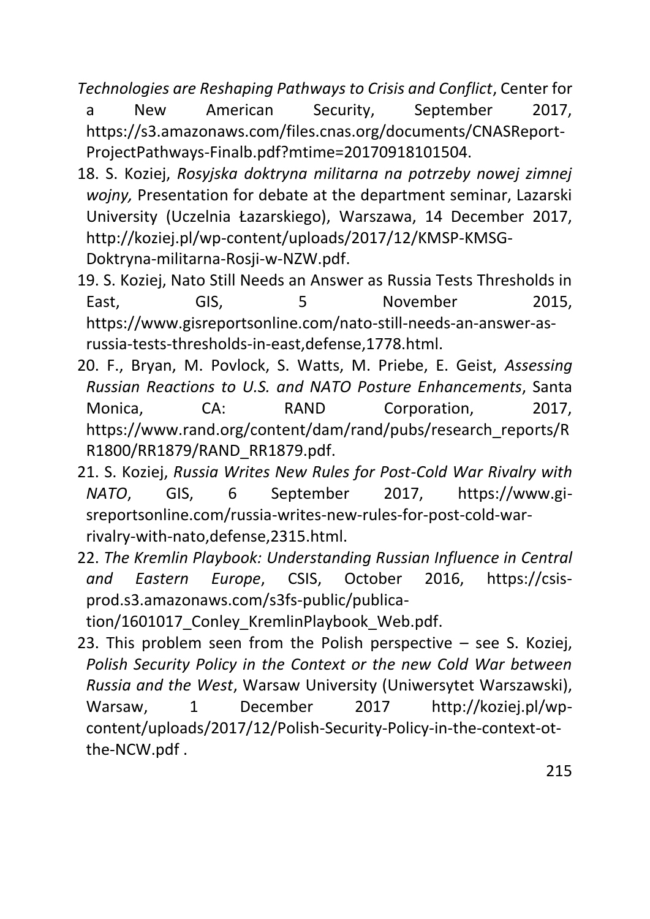*Technologies are Reshaping Pathways to Crisis and Conflict*, Center for a New American Security, September 2017, https://s3.amazonaws.com/files.cnas.org/documents/CNASReport-ProjectPathways-Finalb.pdf?mtime=20170918101504.

18. S. Koziej, *Rosyjska doktryna militarna na potrzeby nowej zimnej wojny,* Presentation for debate at the department seminar, Lazarski University (Uczelnia Łazarskiego), Warszawa, 14 December 2017, http://koziej.pl/wp-content/uploads/2017/12/KMSP-KMSG-Doktryna-militarna-Rosji-w-NZW.pdf.
19. S. Koziej, Nato Still Needs an Answer as Russia Tests Thresholds in East, GIS, 5 November 2015, https://www.gisreportsonline.com/nato-still-needs-an-answer-as-russia-tests-thresholds-in-east,defense,1778.html.
20. F., Bryan, M. Povlock, S. Watts, M. Priebe, E. Geist, *Assessing Russian Reactions to U.S. and NATO Posture Enhancements*, Santa Monica, CA: RAND Corporation, 2017, https://www.rand.org/content/dam/rand/pubs/research_reports/RR1800/RR1879/RAND_RR1879.pdf.
21. S. Koziej, *Russia Writes New Rules for Post-Cold War Rivalry with NATO*, GIS, 6 September 2017, https://www.gi-sreportsonline.com/russia-writes-new-rules-for-post-cold-war-rivalry-with-nato,defense,2315.html.
22. *The Kremlin Playbook: Understanding Russian Influence in Central and Eastern Europe*, CSIS, October 2016, https://csis-prod.s3.amazonaws.com/s3fs-public/publica-tion/1601017_Conley_KremlinPlaybook_Web.pdf.
23. This problem seen from the Polish perspective – see S. Koziej, *Polish Security Policy in the Context or the new Cold War between Russia and the West*, Warsaw University (Uniwersytet Warszawski), Warsaw, 1 December 2017 http://koziej.pl/wp-content/uploads/2017/12/Polish-Security-Policy-in-the-context-ot-the-NCW.pdf .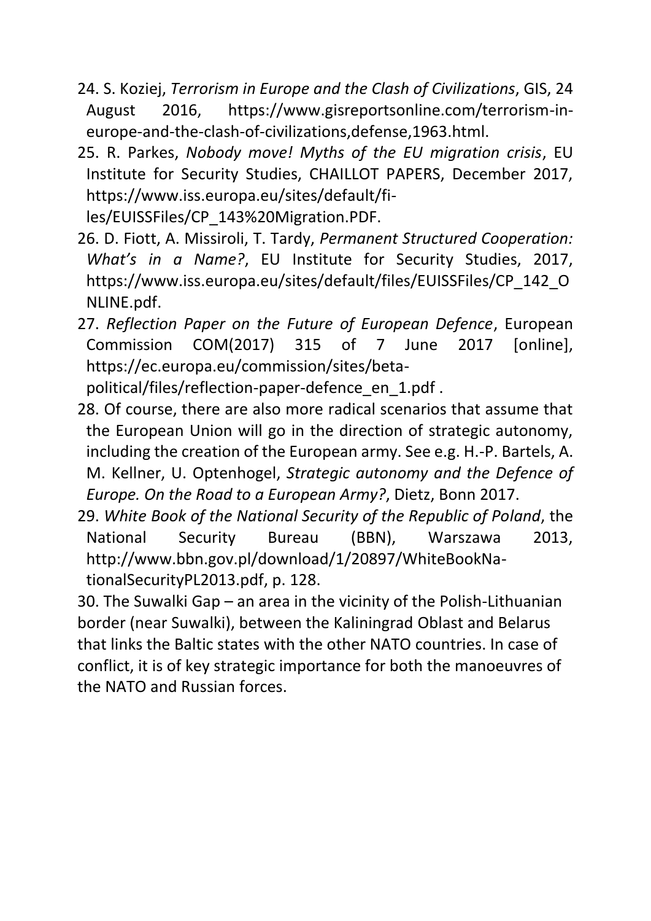24. S. Koziej, *Terrorism in Europe and the Clash of Civilizations*, GIS, 24 August 2016, https://www.gisreportsonline.com/terrorism-in-europe-and-the-clash-of-civilizations,defense,1963.html.
25. R. Parkes, *Nobody move! Myths of the EU migration crisis*, EU Institute for Security Studies, CHAILLOT PAPERS, December 2017, https://www.iss.europa.eu/sites/default/files/EUISSFiles/CP_143%20Migration.PDF.
26. D. Fiott, A. Missiroli, T. Tardy, *Permanent Structured Cooperation: What's in a Name?*, EU Institute for Security Studies, 2017, https://www.iss.europa.eu/sites/default/files/EUISSFiles/CP_142_ONLINE.pdf.
27. *Reflection Paper on the Future of European Defence*, European Commission COM(2017) 315 of 7 June 2017 [online], https://ec.europa.eu/commission/sites/beta-political/files/reflection-paper-defence_en_1.pdf .
28. Of course, there are also more radical scenarios that assume that the European Union will go in the direction of strategic autonomy, including the creation of the European army. See e.g. H.-P. Bartels, A. M. Kellner, U. Optenhogel, *Strategic autonomy and the Defence of Europe. On the Road to a European Army?*, Dietz, Bonn 2017.
29. *White Book of the National Security of the Republic of Poland*, the National Security Bureau (BBN), Warszawa 2013, http://www.bbn.gov.pl/download/1/20897/WhiteBookNationalSecurityPL2013.pdf, p. 128.
30. The Suwalki Gap – an area in the vicinity of the Polish-Lithuanian border (near Suwalki), between the Kaliningrad Oblast and Belarus that links the Baltic states with the other NATO countries. In case of conflict, it is of key strategic importance for both the manoeuvres of the NATO and Russian forces.